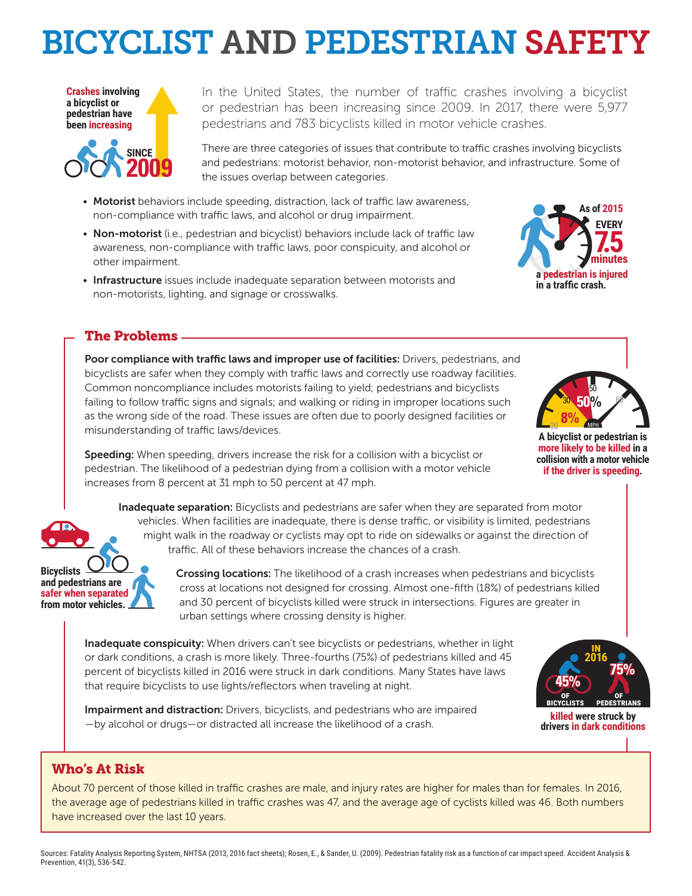# BICYCLIST AND PEDESTRIAN SAFETY

**Crashes involving a bicyclist or pedestrian have been increasing SINCE 2009**

In the United States, the number of traffic crashes involving a bicyclist or pedestrian has been increasing since 2009. In 2017, there were 5,977 pedestrians and 783 bicyclists killed in motor vehicle crashes.

There are three categories of issues that contribute to traffic crashes involving bicyclists and pedestrians: motorist behavior, non-motorist behavior, and infrastructure. Some of the issues overlap between categories.

- **Motorist** behaviors include speeding, distraction, lack of traffic law awareness, non-compliance with traffic laws, and alcohol or drug impairment.
- **Non-motorist** (i.e., pedestrian and bicyclist) behaviors include lack of traffic law awareness, non-compliance with traffic laws, poor conspicuity, and alcohol or other impairment.
- **Infrastructure** issues include inadequate separation between motorists and non-motorists, lighting, and signage or crosswalks.

**As of 2015 EVERY 7.5 minutes a pedestrian is injured in a traffic crash.**

## The Problems

**Poor compliance with traffic laws and improper use of facilities:** Drivers, pedestrians, and bicyclists are safer when they comply with traffic laws and correctly use roadway facilities. Common noncompliance includes motorists failing to yield; pedestrians and bicyclists failing to follow traffic signs and signals; and walking or riding in improper locations such as the wrong side of the road. These issues are often due to poorly designed facilities or misunderstanding of traffic laws/devices.

**Speeding:** When speeding, drivers increase the risk for a collision with a bicyclist or pedestrian. The likelihood of a pedestrian dying from a collision with a motor vehicle increases from 8 percent at 31 mph to 50 percent at 47 mph.

**A bicyclist or pedestrian is more likely to be killed in a collision with a motor vehicle if the driver is speeding.**

**Inadequate separation:** Bicyclists and pedestrians are safer when they are separated from motor vehicles. When facilities are inadequate, there is dense traffic, or visibility is limited, pedestrians might walk in the roadway or cyclists may opt to ride on sidewalks or against the direction of traffic. All of these behaviors increase the chances of a crash.

**Bicyclists and pedestrians are safer when separated from motor vehicles.**

**Crossing locations:** The likelihood of a crash increases when pedestrians and bicyclists cross at locations not designed for crossing. Almost one-fifth (18%) of pedestrians killed and 30 percent of bicyclists killed were struck in intersections. Figures are greater in urban settings where crossing density is higher.

**Inadequate conspicuity:** When drivers can't see bicyclists or pedestrians, whether in light or dark conditions, a crash is more likely. Three-fourths (75%) of pedestrians killed and 45 percent of bicyclists killed in 2016 were struck in dark conditions. Many States have laws that require bicyclists to use lights/reflectors when traveling at night.

**IN 2016 45% OF BICYCLISTS and 75% OF PEDESTRIANS killed were struck by drivers in dark conditions**

**Impairment and distraction:** Drivers, bicyclists, and pedestrians who are impaired—by alcohol or drugs—or distracted all increase the likelihood of a crash.

## Who's At Risk

About 70 percent of those killed in traffic crashes are male, and injury rates are higher for males than for females. In 2016, the average age of pedestrians killed in traffic crashes was 47, and the average age of cyclists killed was 46. Both numbers have increased over the last 10 years.

Sources: Fatality Analysis Reporting System, NHTSA (2013, 2016 fact sheets); Rosen, E., & Sander, U. (2009). Pedestrian fatality risk as a function of car impact speed. Accident Analysis & Prevention, 41(3), 536-542.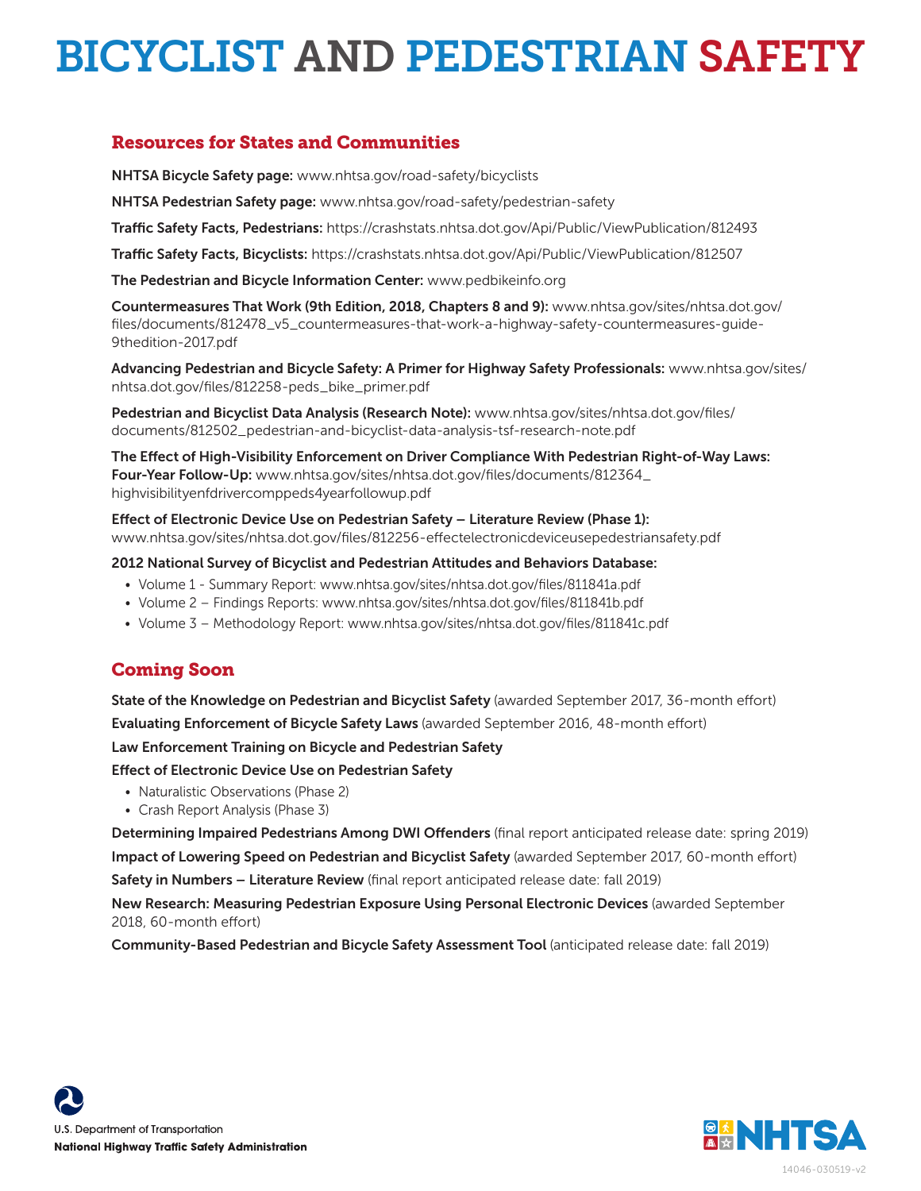# BICYCLIST AND PEDESTRIAN SAFETY

## Resources for States and Communities

**NHTSA Bicycle Safety page:** www.nhtsa.gov/road-safety/bicyclists

**NHTSA Pedestrian Safety page:** www.nhtsa.gov/road-safety/pedestrian-safety

**Traffic Safety Facts, Pedestrians:** https://crashstats.nhtsa.dot.gov/Api/Public/ViewPublication/812493

**Traffic Safety Facts, Bicyclists:** https://crashstats.nhtsa.dot.gov/Api/Public/ViewPublication/812507

**The Pedestrian and Bicycle Information Center:** www.pedbikeinfo.org

**Countermeasures That Work (9th Edition, 2018, Chapters 8 and 9):** www.nhtsa.gov/sites/nhtsa.dot.gov/files/documents/812478_v5_countermeasures-that-work-a-highway-safety-countermeasures-guide-9thedition-2017.pdf

**Advancing Pedestrian and Bicycle Safety: A Primer for Highway Safety Professionals:** www.nhtsa.gov/sites/nhtsa.dot.gov/files/812258-peds_bike_primer.pdf

**Pedestrian and Bicyclist Data Analysis (Research Note):** www.nhtsa.gov/sites/nhtsa.dot.gov/files/documents/812502_pedestrian-and-bicyclist-data-analysis-tsf-research-note.pdf

**The Effect of High-Visibility Enforcement on Driver Compliance With Pedestrian Right-of-Way Laws: Four-Year Follow-Up:** www.nhtsa.gov/sites/nhtsa.dot.gov/files/documents/812364_highvisibilityenfdrivercomppeds4yearfollowup.pdf

**Effect of Electronic Device Use on Pedestrian Safety – Literature Review (Phase 1):** www.nhtsa.gov/sites/nhtsa.dot.gov/files/812256-effectelectronicdeviceusepedestriansafety.pdf

**2012 National Survey of Bicyclist and Pedestrian Attitudes and Behaviors Database:**

- Volume 1 - Summary Report: www.nhtsa.gov/sites/nhtsa.dot.gov/files/811841a.pdf
- Volume 2 – Findings Reports: www.nhtsa.gov/sites/nhtsa.dot.gov/files/811841b.pdf
- Volume 3 – Methodology Report: www.nhtsa.gov/sites/nhtsa.dot.gov/files/811841c.pdf

## Coming Soon

**State of the Knowledge on Pedestrian and Bicyclist Safety** (awarded September 2017, 36-month effort)

**Evaluating Enforcement of Bicycle Safety Laws** (awarded September 2016, 48-month effort)

**Law Enforcement Training on Bicycle and Pedestrian Safety**

**Effect of Electronic Device Use on Pedestrian Safety**

- Naturalistic Observations (Phase 2)
- Crash Report Analysis (Phase 3)

**Determining Impaired Pedestrians Among DWI Offenders** (final report anticipated release date: spring 2019)

**Impact of Lowering Speed on Pedestrian and Bicyclist Safety** (awarded September 2017, 60-month effort)

**Safety in Numbers – Literature Review** (final report anticipated release date: fall 2019)

**New Research: Measuring Pedestrian Exposure Using Personal Electronic Devices** (awarded September 2018, 60-month effort)

**Community-Based Pedestrian and Bicycle Safety Assessment Tool** (anticipated release date: fall 2019)

U.S. Department of Transportation
**National Highway Traffic Safety Administration**

NHTSA

14046-030519-v2